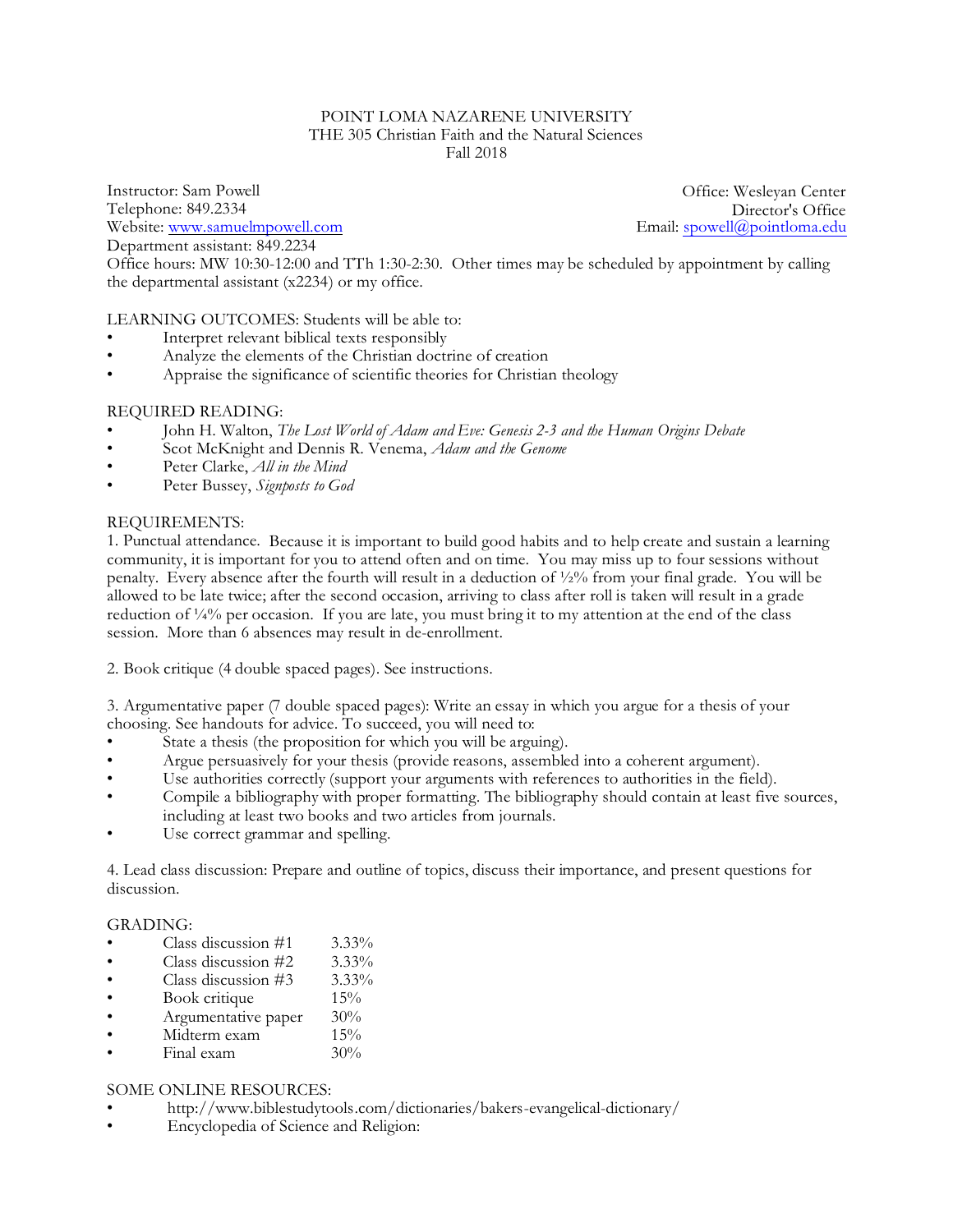POINT LOMA NAZARENE UNIVERSITY
THE 305 Christian Faith and the Natural Sciences
Fall 2018

Instructor: Sam Powell
Telephone: 849.2334
Website: www.samuelmpowell.com
Department assistant: 849.2234
Office hours: MW 10:30-12:00 and TTh 1:30-2:30. Other times may be scheduled by appointment by calling the departmental assistant (x2234) or my office.

Office: Wesleyan Center
Director's Office
Email: spowell@pointloma.edu

LEARNING OUTCOMES: Students will be able to:

- Interpret relevant biblical texts responsibly
- Analyze the elements of the Christian doctrine of creation
- Appraise the significance of scientific theories for Christian theology

REQUIRED READING:

- John H. Walton, *The Lost World of Adam and Eve: Genesis 2-3 and the Human Origins Debate*
- Scot McKnight and Dennis R. Venema, *Adam and the Genome*
- Peter Clarke, *All in the Mind*
- Peter Bussey, *Signposts to God*

REQUIREMENTS:

1. Punctual attendance. Because it is important to build good habits and to help create and sustain a learning community, it is important for you to attend often and on time. You may miss up to four sessions without penalty. Every absence after the fourth will result in a deduction of ½% from your final grade. You will be allowed to be late twice; after the second occasion, arriving to class after roll is taken will result in a grade reduction of ¼% per occasion. If you are late, you must bring it to my attention at the end of the class session. More than 6 absences may result in de-enrollment.

2. Book critique (4 double spaced pages). See instructions.

3. Argumentative paper (7 double spaced pages): Write an essay in which you argue for a thesis of your choosing. See handouts for advice. To succeed, you will need to:
   - State a thesis (the proposition for which you will be arguing).
   - Argue persuasively for your thesis (provide reasons, assembled into a coherent argument).
   - Use authorities correctly (support your arguments with references to authorities in the field).
   - Compile a bibliography with proper formatting. The bibliography should contain at least five sources, including at least two books and two articles from journals.
   - Use correct grammar and spelling.

4. Lead class discussion: Prepare and outline of topics, discuss their importance, and present questions for discussion.

GRADING:

- Class discussion #1 3.33%
- Class discussion #2 3.33%
- Class discussion #3 3.33%
- Book critique 15%
- Argumentative paper 30%
- Midterm exam 15%
- Final exam 30%

SOME ONLINE RESOURCES:

- http://www.biblestudytools.com/dictionaries/bakers-evangelical-dictionary/
- Encyclopedia of Science and Religion: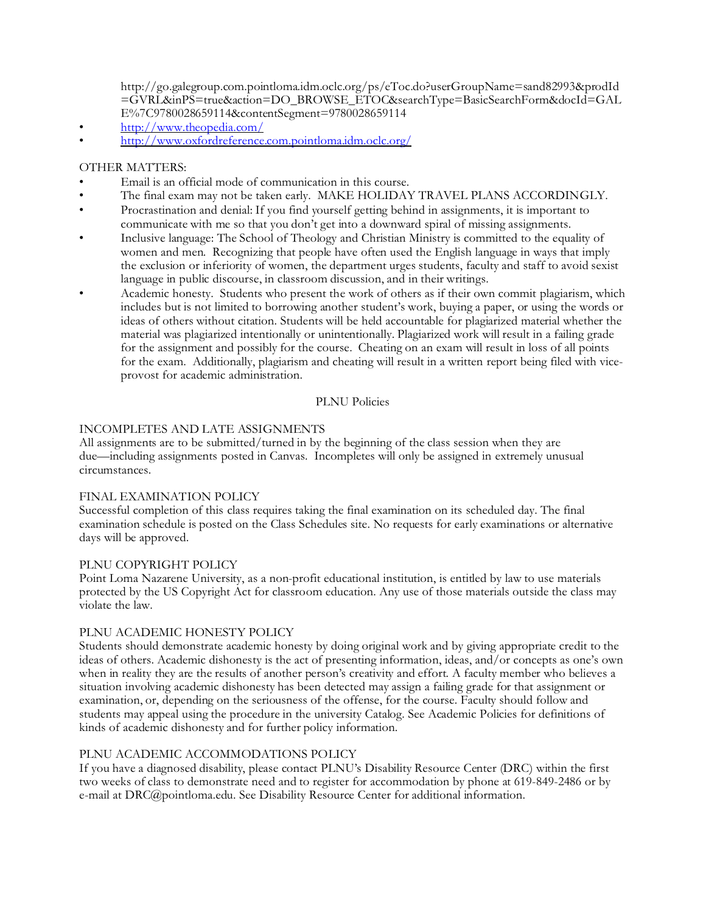http://go.galegroup.com.pointloma.idm.oclc.org/ps/eToc.do?userGroupName=sand82993&prodId=GVRL&inPS=true&action=DO_BROWSE_ETOC&searchType=BasicSearchForm&docId=GALE%7C9780028659114&contentSegment=9780028659114

- http://www.theopedia.com/
- http://www.oxfordreference.com.pointloma.idm.oclc.org/

OTHER MATTERS:

- Email is an official mode of communication in this course.
- The final exam may not be taken early. MAKE HOLIDAY TRAVEL PLANS ACCORDINGLY.
- Procrastination and denial: If you find yourself getting behind in assignments, it is important to communicate with me so that you don't get into a downward spiral of missing assignments.
- Inclusive language: The School of Theology and Christian Ministry is committed to the equality of women and men. Recognizing that people have often used the English language in ways that imply the exclusion or inferiority of women, the department urges students, faculty and staff to avoid sexist language in public discourse, in classroom discussion, and in their writings.
- Academic honesty. Students who present the work of others as if their own commit plagiarism, which includes but is not limited to borrowing another student's work, buying a paper, or using the words or ideas of others without citation. Students will be held accountable for plagiarized material whether the material was plagiarized intentionally or unintentionally. Plagiarized work will result in a failing grade for the assignment and possibly for the course. Cheating on an exam will result in loss of all points for the exam. Additionally, plagiarism and cheating will result in a written report being filed with vice-provost for academic administration.

## PLNU Policies

### INCOMPLETES AND LATE ASSIGNMENTS

All assignments are to be submitted/turned in by the beginning of the class session when they are due—including assignments posted in Canvas. Incompletes will only be assigned in extremely unusual circumstances.

### FINAL EXAMINATION POLICY

Successful completion of this class requires taking the final examination on its scheduled day. The final examination schedule is posted on the Class Schedules site. No requests for early examinations or alternative days will be approved.

### PLNU COPYRIGHT POLICY

Point Loma Nazarene University, as a non-profit educational institution, is entitled by law to use materials protected by the US Copyright Act for classroom education. Any use of those materials outside the class may violate the law.

### PLNU ACADEMIC HONESTY POLICY

Students should demonstrate academic honesty by doing original work and by giving appropriate credit to the ideas of others. Academic dishonesty is the act of presenting information, ideas, and/or concepts as one's own when in reality they are the results of another person's creativity and effort. A faculty member who believes a situation involving academic dishonesty has been detected may assign a failing grade for that assignment or examination, or, depending on the seriousness of the offense, for the course. Faculty should follow and students may appeal using the procedure in the university Catalog. See Academic Policies for definitions of kinds of academic dishonesty and for further policy information.

### PLNU ACADEMIC ACCOMMODATIONS POLICY

If you have a diagnosed disability, please contact PLNU's Disability Resource Center (DRC) within the first two weeks of class to demonstrate need and to register for accommodation by phone at 619-849-2486 or by e-mail at DRC@pointloma.edu. See Disability Resource Center for additional information.